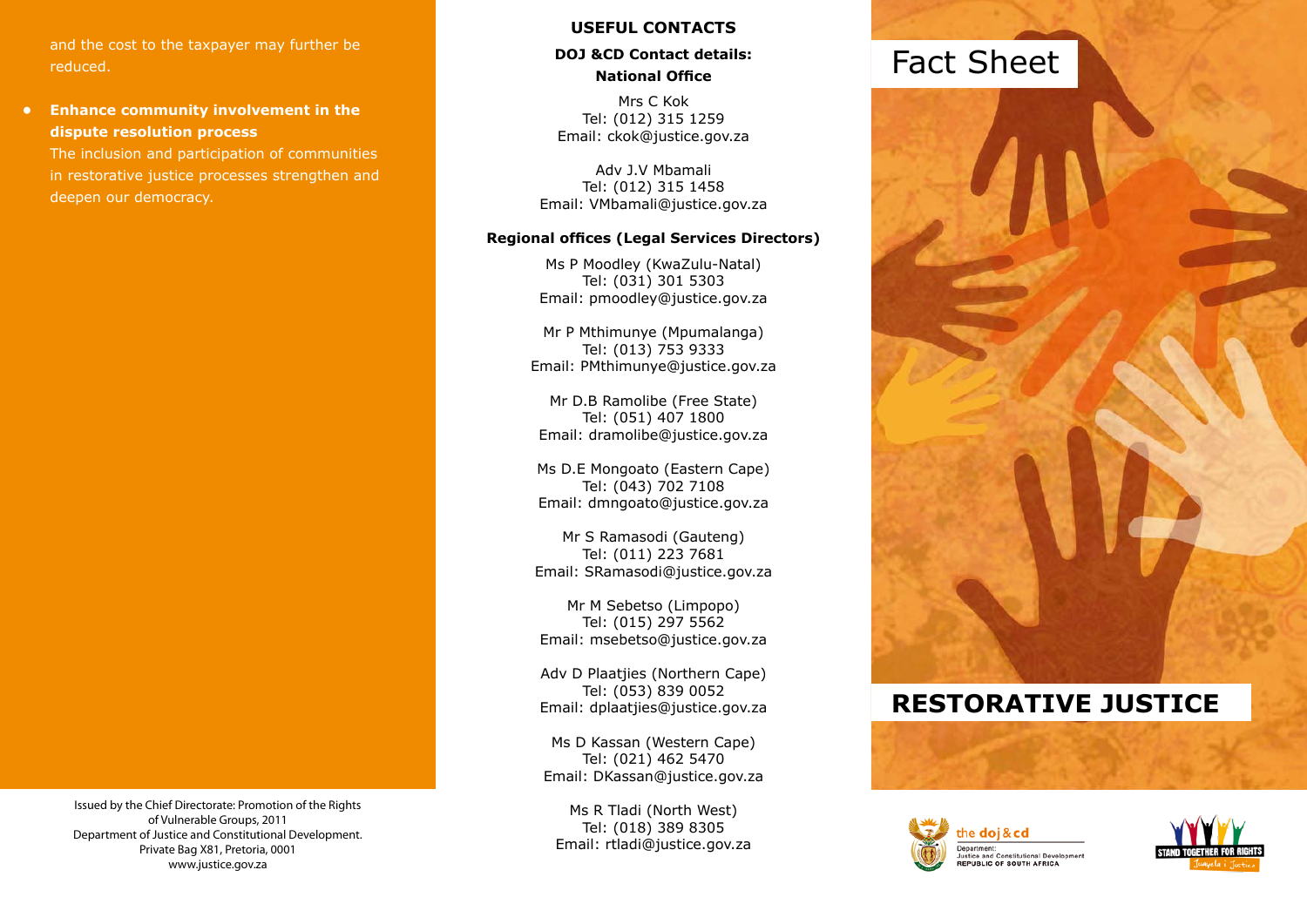and the cost to the taxpayer may further be reduced.

- **Enhance community involvement in the dispute resolution process**
  The inclusion and participation of communities in restorative justice processes strengthen and deepen our democracy.

Issued by the Chief Directorate: Promotion of the Rights of Vulnerable Groups, 2011
Department of Justice and Constitutional Development.
Private Bag X81, Pretoria, 0001
www.justice.gov.za

## USEFUL CONTACTS

**DOJ &CD Contact details:**

**National Office**

Mrs C Kok
Tel: (012) 315 1259
Email: ckok@justice.gov.za

Adv J.V Mbamali
Tel: (012) 315 1458
Email: VMbamali@justice.gov.za

**Regional offices (Legal Services Directors)**

Ms P Moodley (KwaZulu-Natal)
Tel: (031) 301 5303
Email: pmoodley@justice.gov.za

Mr P Mthimunye (Mpumalanga)
Tel: (013) 753 9333
Email: PMthimunye@justice.gov.za

Mr D.B Ramolibe (Free State)
Tel: (051) 407 1800
Email: dramolibe@justice.gov.za

Ms D.E Mongoato (Eastern Cape)
Tel: (043) 702 7108
Email: dmngoato@justice.gov.za

Mr S Ramasodi (Gauteng)
Tel: (011) 223 7681
Email: SRamasodi@justice.gov.za

Mr M Sebetso (Limpopo)
Tel: (015) 297 5562
Email: msebetso@justice.gov.za

Adv D Plaatjies (Northern Cape)
Tel: (053) 839 0052
Email: dplaatjies@justice.gov.za

Ms D Kassan (Western Cape)
Tel: (021) 462 5470
Email: DKassan@justice.gov.za

Ms R Tladi (North West)
Tel: (018) 389 8305
Email: rtladi@justice.gov.za

# Fact Sheet

# RESTORATIVE JUSTICE

the doj & cd
Department: Justice and Constitutional Development
REPUBLIC OF SOUTH AFRICA

STAND TOGETHER FOR RIGHTS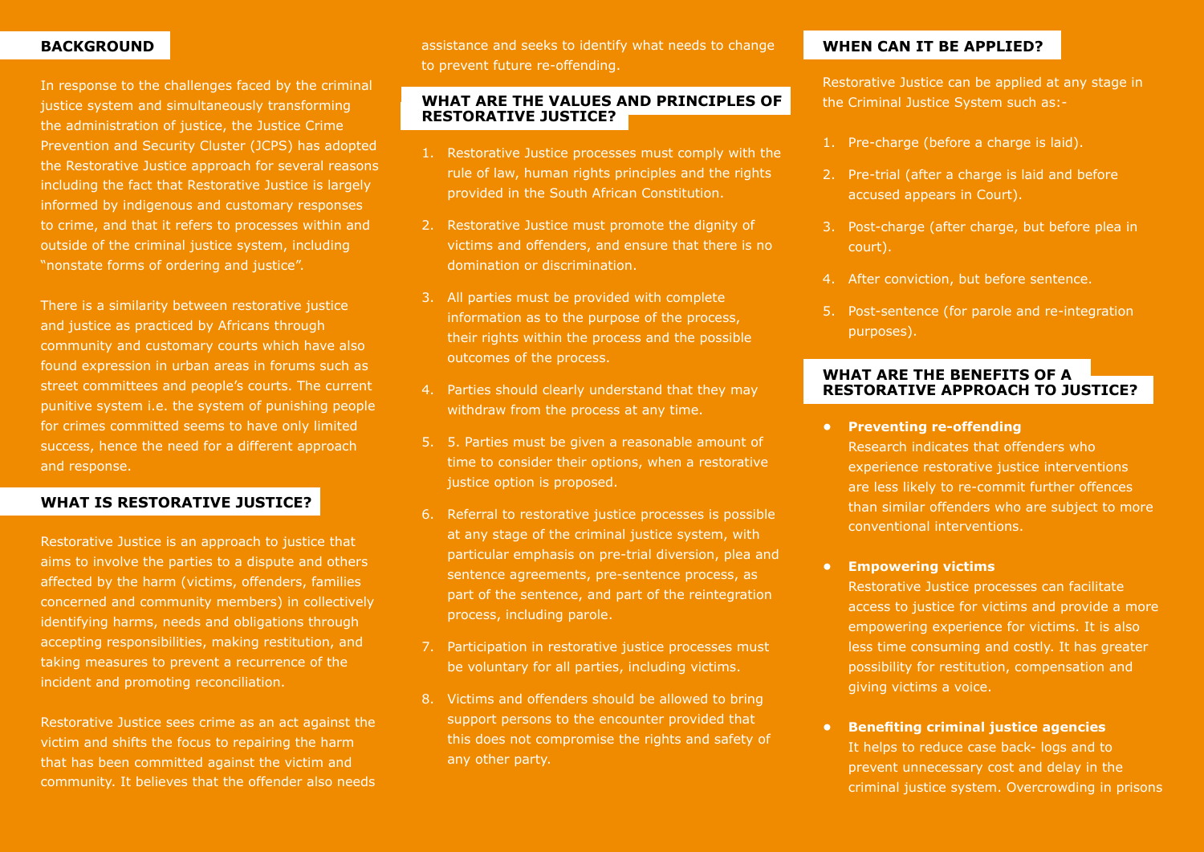## BACKGROUND

In response to the challenges faced by the criminal justice system and simultaneously transforming the administration of justice, the Justice Crime Prevention and Security Cluster (JCPS) has adopted the Restorative Justice approach for several reasons including the fact that Restorative Justice is largely informed by indigenous and customary responses to crime, and that it refers to processes within and outside of the criminal justice system, including "nonstate forms of ordering and justice".

There is a similarity between restorative justice and justice as practiced by Africans through community and customary courts which have also found expression in urban areas in forums such as street committees and people's courts. The current punitive system i.e. the system of punishing people for crimes committed seems to have only limited success, hence the need for a different approach and response.

## WHAT IS RESTORATIVE JUSTICE?

Restorative Justice is an approach to justice that aims to involve the parties to a dispute and others affected by the harm (victims, offenders, families concerned and community members) in collectively identifying harms, needs and obligations through accepting responsibilities, making restitution, and taking measures to prevent a recurrence of the incident and promoting reconciliation.

Restorative Justice sees crime as an act against the victim and shifts the focus to repairing the harm that has been committed against the victim and community. It believes that the offender also needs assistance and seeks to identify what needs to change to prevent future re-offending.

## WHAT ARE THE VALUES AND PRINCIPLES OF RESTORATIVE JUSTICE?

1. Restorative Justice processes must comply with the rule of law, human rights principles and the rights provided in the South African Constitution.
2. Restorative Justice must promote the dignity of victims and offenders, and ensure that there is no domination or discrimination.
3. All parties must be provided with complete information as to the purpose of the process, their rights within the process and the possible outcomes of the process.
4. Parties should clearly understand that they may withdraw from the process at any time.
5. 5. Parties must be given a reasonable amount of time to consider their options, when a restorative justice option is proposed.
6. Referral to restorative justice processes is possible at any stage of the criminal justice system, with particular emphasis on pre-trial diversion, plea and sentence agreements, pre-sentence process, as part of the sentence, and part of the reintegration process, including parole.
7. Participation in restorative justice processes must be voluntary for all parties, including victims.
8. Victims and offenders should be allowed to bring support persons to the encounter provided that this does not compromise the rights and safety of any other party.

## WHEN CAN IT BE APPLIED?

Restorative Justice can be applied at any stage in the Criminal Justice System such as:-

1. Pre-charge (before a charge is laid).
2. Pre-trial (after a charge is laid and before accused appears in Court).
3. Post-charge (after charge, but before plea in court).
4. After conviction, but before sentence.
5. Post-sentence (for parole and re-integration purposes).

## WHAT ARE THE BENEFITS OF A RESTORATIVE APPROACH TO JUSTICE?

- **Preventing re-offending**
  Research indicates that offenders who experience restorative justice interventions are less likely to re-commit further offences than similar offenders who are subject to more conventional interventions.

- **Empowering victims**
  Restorative Justice processes can facilitate access to justice for victims and provide a more empowering experience for victims. It is also less time consuming and costly. It has greater possibility for restitution, compensation and giving victims a voice.

- **Benefiting criminal justice agencies**
  It helps to reduce case back- logs and to prevent unnecessary cost and delay in the criminal justice system. Overcrowding in prisons